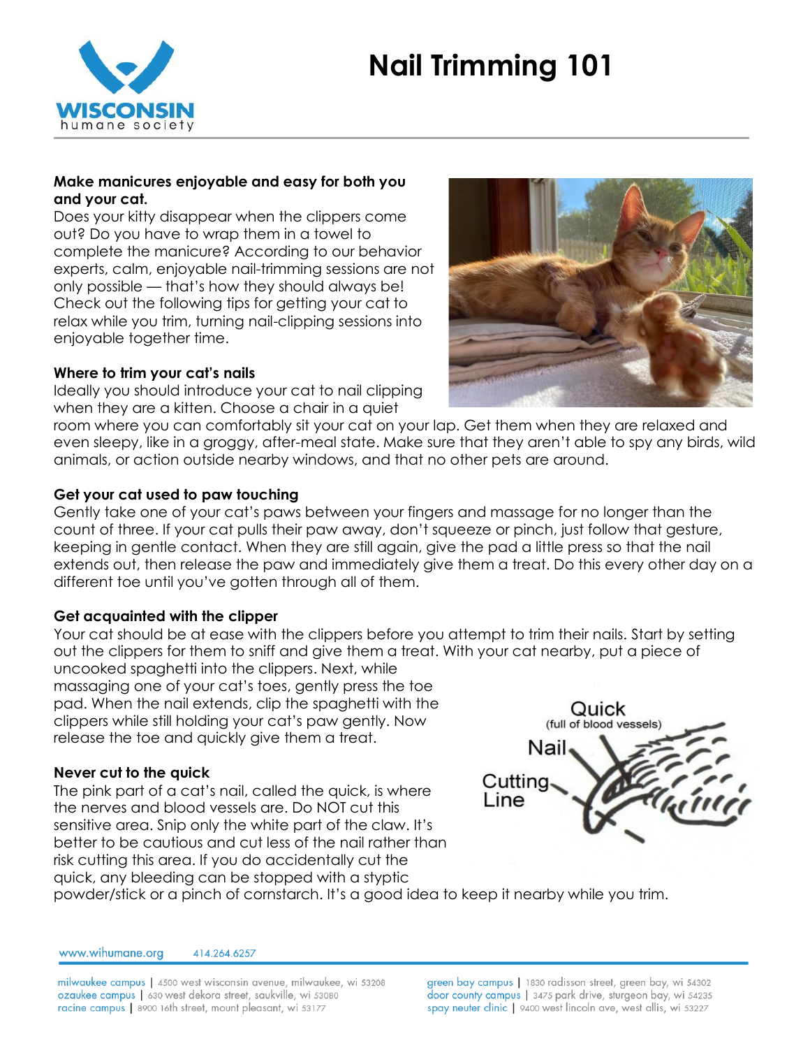# Nail Trimming 101

**Make manicures enjoyable and easy for both you and your cat.**

Does your kitty disappear when the clippers come out? Do you have to wrap them in a towel to complete the manicure? According to our behavior experts, calm, enjoyable nail-trimming sessions are not only possible — that's how they should always be! Check out the following tips for getting your cat to relax while you trim, turning nail-clipping sessions into enjoyable together time.

### Where to trim your cat's nails

Ideally you should introduce your cat to nail clipping when they are a kitten. Choose a chair in a quiet room where you can comfortably sit your cat on your lap. Get them when they are relaxed and even sleepy, like in a groggy, after-meal state. Make sure that they aren't able to spy any birds, wild animals, or action outside nearby windows, and that no other pets are around.

### Get your cat used to paw touching

Gently take one of your cat's paws between your fingers and massage for no longer than the count of three. If your cat pulls their paw away, don't squeeze or pinch, just follow that gesture, keeping in gentle contact. When they are still again, give the pad a little press so that the nail extends out, then release the paw and immediately give them a treat. Do this every other day on a different toe until you've gotten through all of them.

### Get acquainted with the clipper

Your cat should be at ease with the clippers before you attempt to trim their nails. Start by setting out the clippers for them to sniff and give them a treat. With your cat nearby, put a piece of uncooked spaghetti into the clippers. Next, while massaging one of your cat's toes, gently press the toe pad. When the nail extends, clip the spaghetti with the clippers while still holding your cat's paw gently. Now release the toe and quickly give them a treat.

### Never cut to the quick

The pink part of a cat's nail, called the quick, is where the nerves and blood vessels are. Do NOT cut this sensitive area. Snip only the white part of the claw. It's better to be cautious and cut less of the nail rather than risk cutting this area. If you do accidentally cut the quick, any bleeding can be stopped with a styptic powder/stick or a pinch of cornstarch. It's a good idea to keep it nearby while you trim.

Quick (full of blood vessels)
Nail
Cutting Line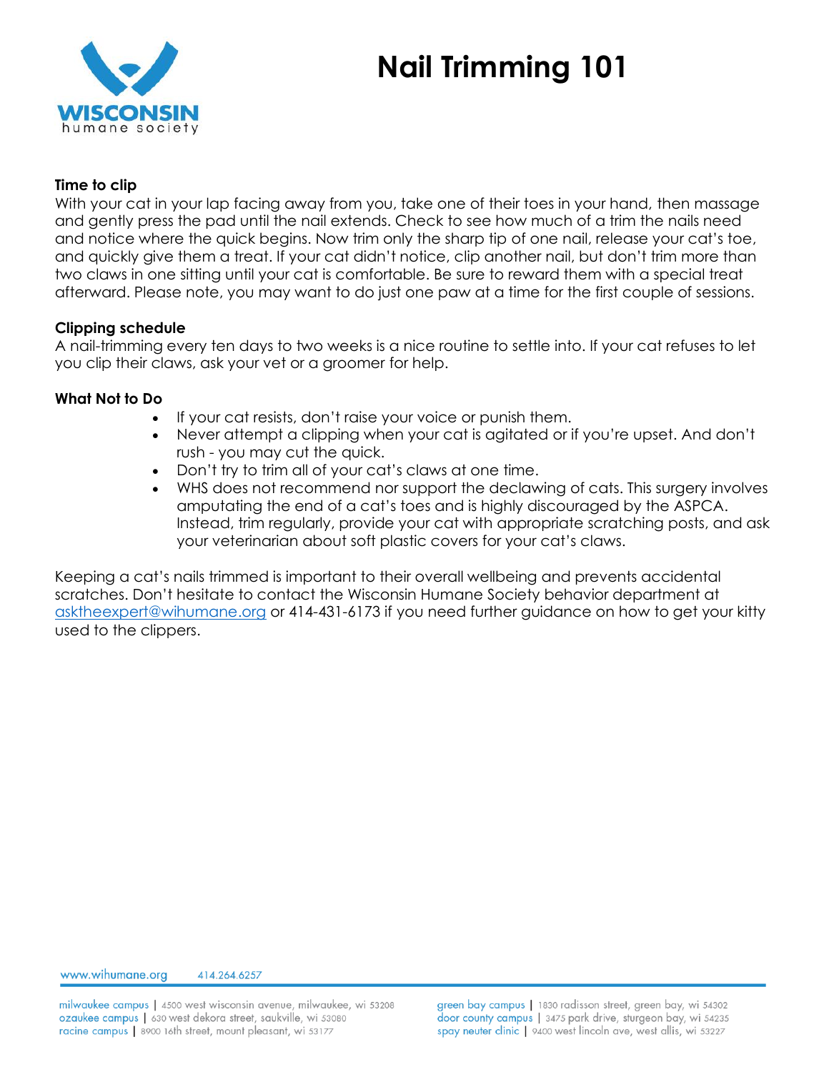# Nail Trimming 101

**Time to clip**
With your cat in your lap facing away from you, take one of their toes in your hand, then massage and gently press the pad until the nail extends. Check to see how much of a trim the nails need and notice where the quick begins. Now trim only the sharp tip of one nail, release your cat's toe, and quickly give them a treat. If your cat didn't notice, clip another nail, but don't trim more than two claws in one sitting until your cat is comfortable. Be sure to reward them with a special treat afterward. Please note, you may want to do just one paw at a time for the first couple of sessions.

**Clipping schedule**
A nail-trimming every ten days to two weeks is a nice routine to settle into. If your cat refuses to let you clip their claws, ask your vet or a groomer for help.

**What Not to Do**

- If your cat resists, don't raise your voice or punish them.
- Never attempt a clipping when your cat is agitated or if you're upset. And don't rush - you may cut the quick.
- Don't try to trim all of your cat's claws at one time.
- WHS does not recommend nor support the declawing of cats. This surgery involves amputating the end of a cat's toes and is highly discouraged by the ASPCA. Instead, trim regularly, provide your cat with appropriate scratching posts, and ask your veterinarian about soft plastic covers for your cat's claws.

Keeping a cat's nails trimmed is important to their overall wellbeing and prevents accidental scratches. Don't hesitate to contact the Wisconsin Humane Society behavior department at asktheexpert@wihumane.org or 414-431-6173 if you need further guidance on how to get your kitty used to the clippers.